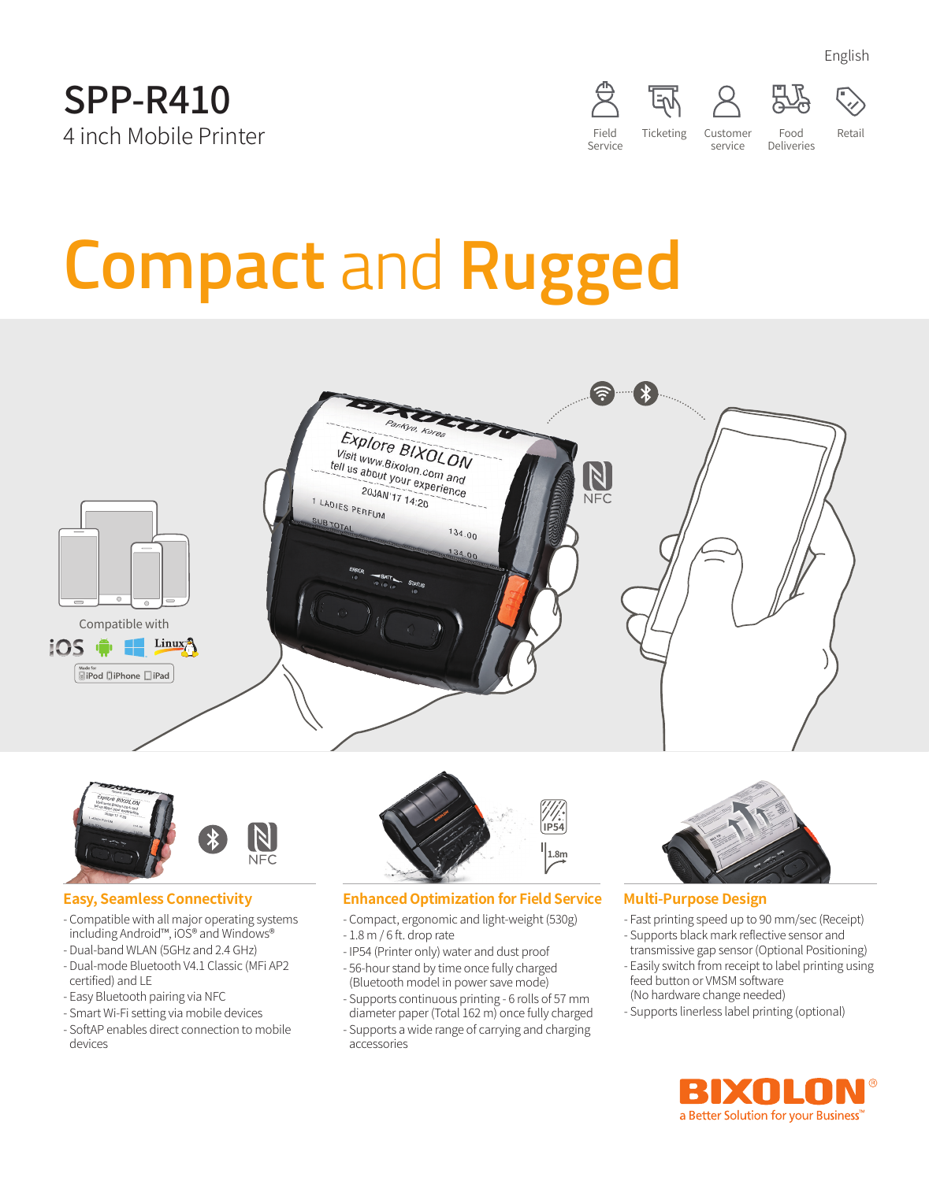English

# SPP-R410

4 inch Mobile Printer

Field Service | Ticketing | Customer service | Food Deliveries | Retail

# Compact and Rugged

Compatible with iOS, Android, Windows, Linux

Made for iPod iPhone iPad

NFC

## Easy, Seamless Connectivity

- Compatible with all major operating systems including Android™, iOS® and Windows®
- Dual-band WLAN (5GHz and 2.4 GHz)
- Dual-mode Bluetooth V4.1 Classic (MFi AP2 certified) and LE
- Easy Bluetooth pairing via NFC
- Smart Wi-Fi setting via mobile devices
- SoftAP enables direct connection to mobile devices

## Enhanced Optimization for Field Service

- Compact, ergonomic and light-weight (530g)
- 1.8 m / 6 ft. drop rate
- IP54 (Printer only) water and dust proof
- 56-hour stand by time once fully charged (Bluetooth model in power save mode)
- Supports continuous printing - 6 rolls of 57 mm diameter paper (Total 162 m) once fully charged
- Supports a wide range of carrying and charging accessories

## Multi-Purpose Design

- Fast printing speed up to 90 mm/sec (Receipt)
- Supports black mark reflective sensor and transmissive gap sensor (Optional Positioning)
- Easily switch from receipt to label printing using feed button or VMSM software (No hardware change needed)
- Supports linerless label printing (optional)

BIXOLON®
a Better Solution for your Business™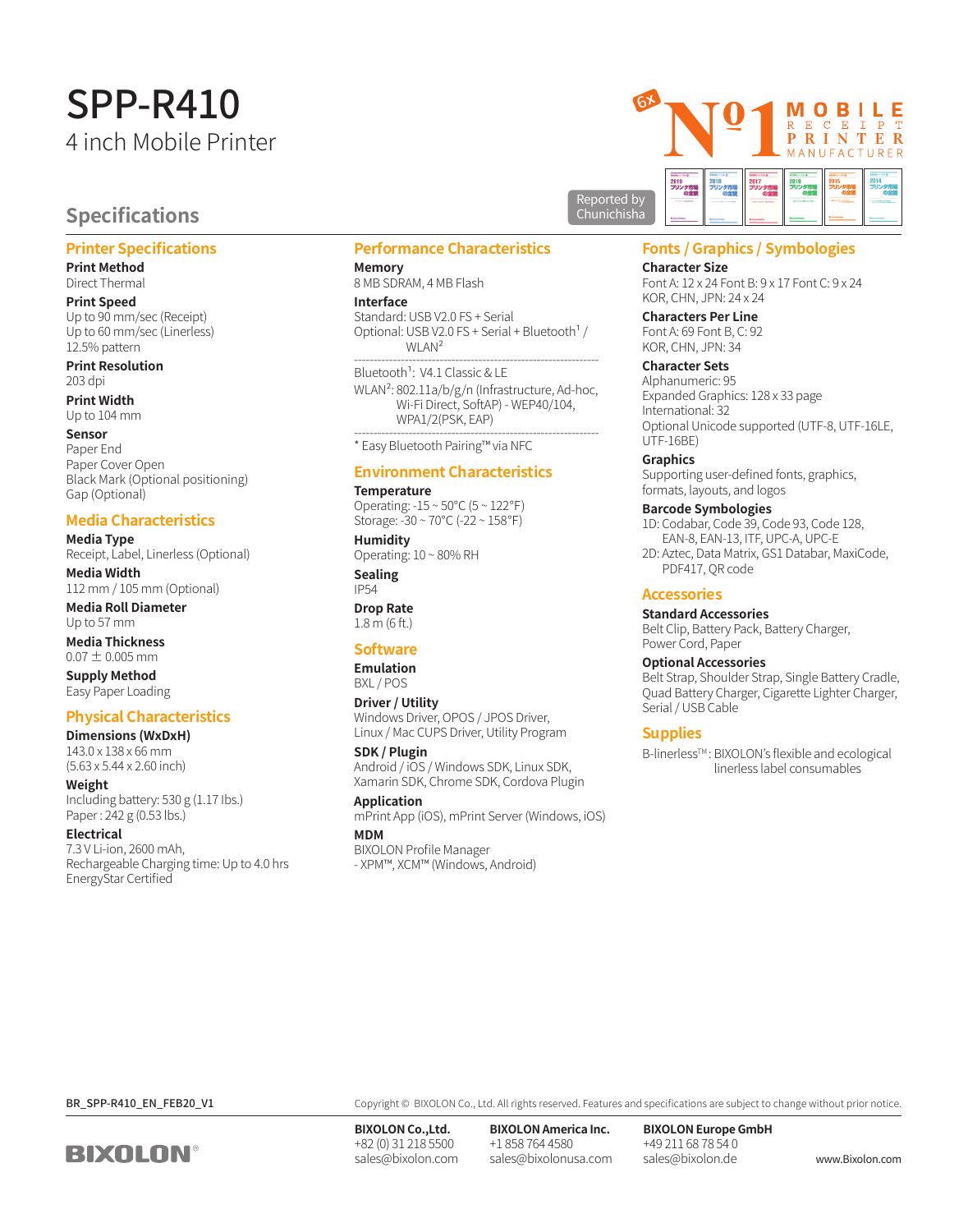# SPP-R410

4 inch Mobile Printer

6x Nº1 MOBILE RECEIPT PRINTER MANUFACTURER

Reported by Chunichisha

## Specifications

### Printer Specifications

**Print Method**
Direct Thermal

**Print Speed**
Up to 90 mm/sec (Receipt)
Up to 60 mm/sec (Linerless)
12.5% pattern

**Print Resolution**
203 dpi

**Print Width**
Up to 104 mm

**Sensor**
Paper End
Paper Cover Open
Black Mark (Optional positioning)
Gap (Optional)

### Media Characteristics

**Media Type**
Receipt, Label, Linerless (Optional)

**Media Width**
112 mm / 105 mm (Optional)

**Media Roll Diameter**
Up to 57 mm

**Media Thickness**
0.07 ± 0.005 mm

**Supply Method**
Easy Paper Loading

### Physical Characteristics

**Dimensions (WxDxH)**
143.0 x 138 x 66 mm
(5.63 x 5.44 x 2.60 inch)

**Weight**
Including battery: 530 g (1.17 lbs.)
Paper : 242 g (0.53 lbs.)

**Electrical**
7.3 V Li-ion, 2600 mAh,
Rechargeable Charging time: Up to 4.0 hrs
EnergyStar Certified

### Performance Characteristics

**Memory**
8 MB SDRAM, 4 MB Flash

**Interface**
Standard: USB V2.0 FS + Serial
Optional: USB V2.0 FS + Serial + Bluetooth[1] / WLAN[2]

Bluetooth[1]: V4.1 Classic & LE
WLAN[2]: 802.11a/b/g/n (Infrastructure, Ad-hoc, Wi-Fi Direct, SoftAP) - WEP40/104, WPA1/2(PSK, EAP)

* Easy Bluetooth Pairing™ via NFC

### Environment Characteristics

**Temperature**
Operating: -15 ~ 50°C (5 ~ 122°F)
Storage: -30 ~ 70°C (-22 ~ 158°F)

**Humidity**
Operating: 10 ~ 80% RH

**Sealing**
IP54

**Drop Rate**
1.8 m (6 ft.)

### Software

**Emulation**
BXL / POS

**Driver / Utility**
Windows Driver, OPOS / JPOS Driver,
Linux / Mac CUPS Driver, Utility Program

**SDK / Plugin**
Android / iOS / Windows SDK, Linux SDK,
Xamarin SDK, Chrome SDK, Cordova Plugin

**Application**
mPrint App (iOS), mPrint Server (Windows, iOS)

**MDM**
BIXOLON Profile Manager
- XPM™, XCM™ (Windows, Android)

### Fonts / Graphics / Symbologies

**Character Size**
Font A: 12 x 24 Font B: 9 x 17 Font C: 9 x 24
KOR, CHN, JPN: 24 x 24

**Characters Per Line**
Font A: 69 Font B, C: 92
KOR, CHN, JPN: 34

**Character Sets**
Alphanumeric: 95
Expanded Graphics: 128 x 33 page
International: 32
Optional Unicode supported (UTF-8, UTF-16LE, UTF-16BE)

**Graphics**
Supporting user-defined fonts, graphics, formats, layouts, and logos

**Barcode Symbologies**
1D: Codabar, Code 39, Code 93, Code 128, EAN-8, EAN-13, ITF, UPC-A, UPC-E
2D: Aztec, Data Matrix, GS1 Databar, MaxiCode, PDF417, QR code

### Accessories

**Standard Accessories**
Belt Clip, Battery Pack, Battery Charger, Power Cord, Paper

**Optional Accessories**
Belt Strap, Shoulder Strap, Single Battery Cradle, Quad Battery Charger, Cigarette Lighter Charger, Serial / USB Cable

### Supplies

B-linerless™: BIXOLON's flexible and ecological linerless label consumables

BR_SPP-R410_EN_FEB20_V1

Copyright © BIXOLON Co., Ltd. All rights reserved. Features and specifications are subject to change without prior notice.

BIXOLON®

**BIXOLON Co.,Ltd.**
+82 (0) 31 218 5500
sales@bixolon.com

**BIXOLON America Inc.**
+1 858 764 4580
sales@bixolonusa.com

**BIXOLON Europe GmbH**
+49 211 68 78 54 0
sales@bixolon.de

www.Bixolon.com